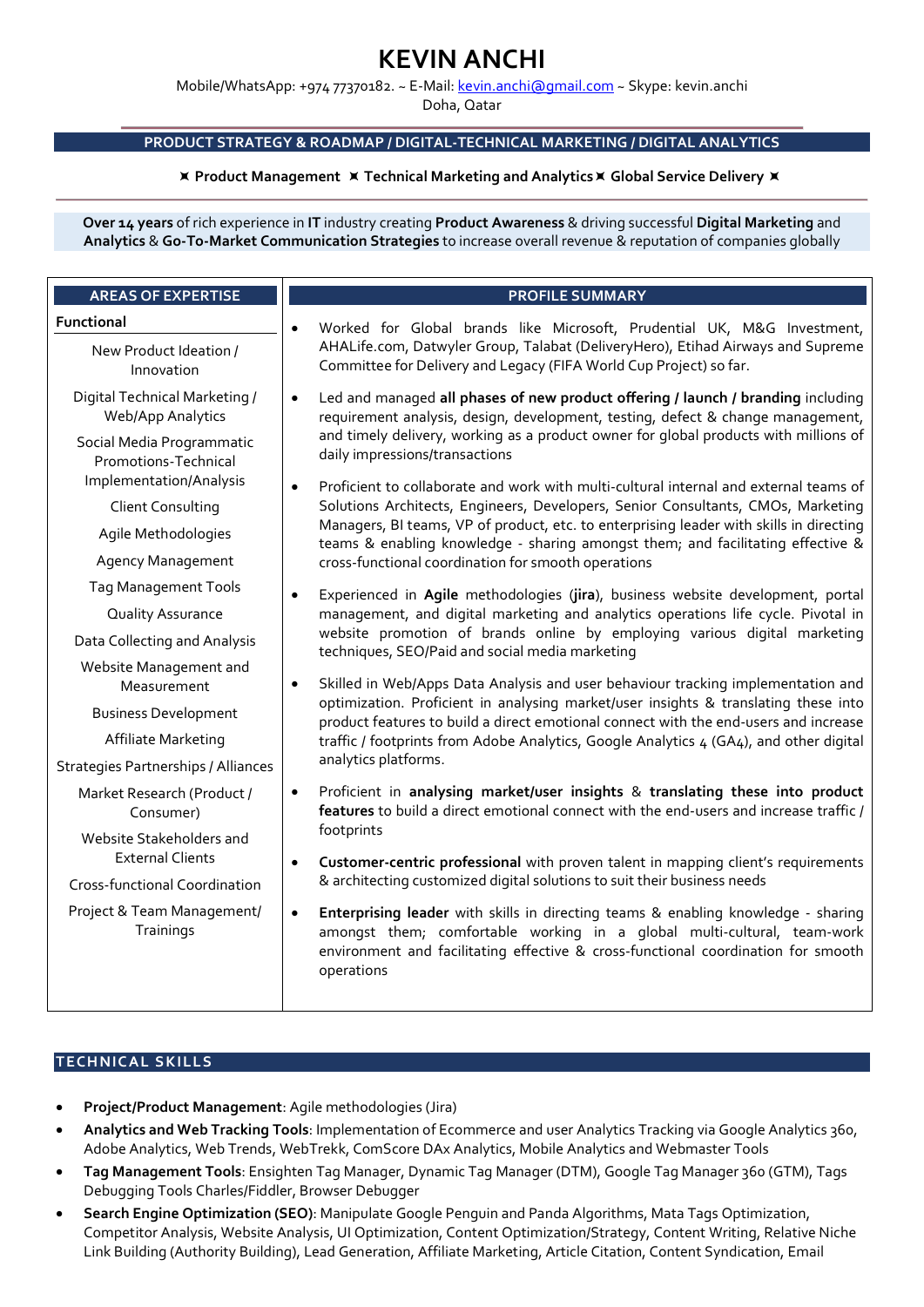# KEVIN ANCHI

Mobile/WhatsApp: +974 77370182. ~ E-Mail: kevin.anchi@gmail.com ~ Skype: kevin.anchi
Doha, Qatar

## PRODUCT STRATEGY & ROADMAP / DIGITAL-TECHNICAL MARKETING / DIGITAL ANALYTICS

⌘ **Product Management** ⌘ **Technical Marketing and Analytics** ⌘ **Global Service Delivery** ⌘

**Over 14 years** of rich experience in **IT** industry creating **Product Awareness** & driving successful **Digital Marketing** and **Analytics** & **Go-To-Market Communication Strategies** to increase overall revenue & reputation of companies globally

## AREAS OF EXPERTISE

**Functional**

- New Product Ideation / Innovation
- Digital Technical Marketing / Web/App Analytics
- Social Media Programmatic Promotions-Technical Implementation/Analysis
- Client Consulting
- Agile Methodologies
- Agency Management
- Tag Management Tools
- Quality Assurance
- Data Collecting and Analysis
- Website Management and Measurement
- Business Development
- Affiliate Marketing
- Strategies Partnerships / Alliances
- Market Research (Product / Consumer)
- Website Stakeholders and External Clients
- Cross-functional Coordination
- Project & Team Management/ Trainings

## PROFILE SUMMARY

- Worked for Global brands like Microsoft, Prudential UK, M&G Investment, AHALife.com, Datwyler Group, Talabat (DeliveryHero), Etihad Airways and Supreme Committee for Delivery and Legacy (FIFA World Cup Project) so far.
- Led and managed **all phases of new product offering / launch / branding** including requirement analysis, design, development, testing, defect & change management, and timely delivery, working as a product owner for global products with millions of daily impressions/transactions
- Proficient to collaborate and work with multi-cultural internal and external teams of Solutions Architects, Engineers, Developers, Senior Consultants, CMOs, Marketing Managers, BI teams, VP of product, etc. to enterprising leader with skills in directing teams & enabling knowledge - sharing amongst them; and facilitating effective & cross-functional coordination for smooth operations
- Experienced in **Agile** methodologies (**jira**), business website development, portal management, and digital marketing and analytics operations life cycle. Pivotal in website promotion of brands online by employing various digital marketing techniques, SEO/Paid and social media marketing
- Skilled in Web/Apps Data Analysis and user behaviour tracking implementation and optimization. Proficient in analysing market/user insights & translating these into product features to build a direct emotional connect with the end-users and increase traffic / footprints from Adobe Analytics, Google Analytics 4 (GA4), and other digital analytics platforms.
- Proficient in **analysing market/user insights** & **translating these into product features** to build a direct emotional connect with the end-users and increase traffic / footprints
- **Customer-centric professional** with proven talent in mapping client's requirements & architecting customized digital solutions to suit their business needs
- **Enterprising leader** with skills in directing teams & enabling knowledge - sharing amongst them; comfortable working in a global multi-cultural, team-work environment and facilitating effective & cross-functional coordination for smooth operations

## TECHNICAL SKILLS

- **Project/Product Management**: Agile methodologies (Jira)
- **Analytics and Web Tracking Tools**: Implementation of Ecommerce and user Analytics Tracking via Google Analytics 360, Adobe Analytics, Web Trends, WebTrekk, ComScore DAx Analytics, Mobile Analytics and Webmaster Tools
- **Tag Management Tools**: Ensighten Tag Manager, Dynamic Tag Manager (DTM), Google Tag Manager 360 (GTM), Tags Debugging Tools Charles/Fiddler, Browser Debugger
- **Search Engine Optimization (SEO)**: Manipulate Google Penguin and Panda Algorithms, Mata Tags Optimization, Competitor Analysis, Website Analysis, UI Optimization, Content Optimization/Strategy, Content Writing, Relative Niche Link Building (Authority Building), Lead Generation, Affiliate Marketing, Article Citation, Content Syndication, Email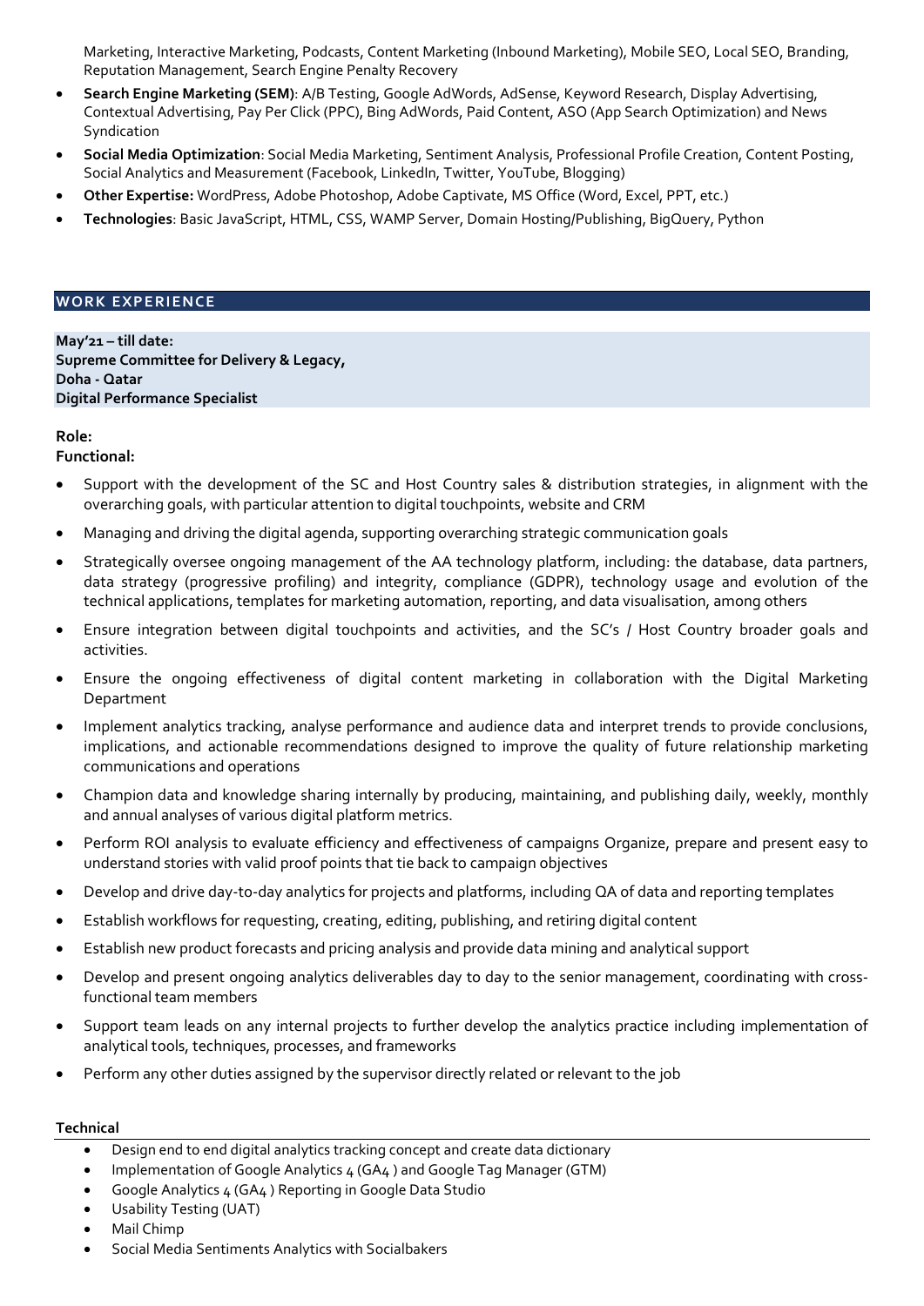Marketing, Interactive Marketing, Podcasts, Content Marketing (Inbound Marketing), Mobile SEO, Local SEO, Branding, Reputation Management, Search Engine Penalty Recovery

- **Search Engine Marketing (SEM)**: A/B Testing, Google AdWords, AdSense, Keyword Research, Display Advertising, Contextual Advertising, Pay Per Click (PPC), Bing AdWords, Paid Content, ASO (App Search Optimization) and News Syndication
- **Social Media Optimization**: Social Media Marketing, Sentiment Analysis, Professional Profile Creation, Content Posting, Social Analytics and Measurement (Facebook, LinkedIn, Twitter, YouTube, Blogging)
- **Other Expertise:** WordPress, Adobe Photoshop, Adobe Captivate, MS Office (Word, Excel, PPT, etc.)
- **Technologies**: Basic JavaScript, HTML, CSS, WAMP Server, Domain Hosting/Publishing, BigQuery, Python

## WORK EXPERIENCE

**May'21 – till date:**
**Supreme Committee for Delivery & Legacy,**
**Doha - Qatar**
**Digital Performance Specialist**

**Role:**
**Functional:**

- Support with the development of the SC and Host Country sales & distribution strategies, in alignment with the overarching goals, with particular attention to digital touchpoints, website and CRM
- Managing and driving the digital agenda, supporting overarching strategic communication goals
- Strategically oversee ongoing management of the AA technology platform, including: the database, data partners, data strategy (progressive profiling) and integrity, compliance (GDPR), technology usage and evolution of the technical applications, templates for marketing automation, reporting, and data visualisation, among others
- Ensure integration between digital touchpoints and activities, and the SC's / Host Country broader goals and activities.
- Ensure the ongoing effectiveness of digital content marketing in collaboration with the Digital Marketing Department
- Implement analytics tracking, analyse performance and audience data and interpret trends to provide conclusions, implications, and actionable recommendations designed to improve the quality of future relationship marketing communications and operations
- Champion data and knowledge sharing internally by producing, maintaining, and publishing daily, weekly, monthly and annual analyses of various digital platform metrics.
- Perform ROI analysis to evaluate efficiency and effectiveness of campaigns Organize, prepare and present easy to understand stories with valid proof points that tie back to campaign objectives
- Develop and drive day-to-day analytics for projects and platforms, including QA of data and reporting templates
- Establish workflows for requesting, creating, editing, publishing, and retiring digital content
- Establish new product forecasts and pricing analysis and provide data mining and analytical support
- Develop and present ongoing analytics deliverables day to day to the senior management, coordinating with cross-functional team members
- Support team leads on any internal projects to further develop the analytics practice including implementation of analytical tools, techniques, processes, and frameworks
- Perform any other duties assigned by the supervisor directly related or relevant to the job

**Technical**

- Design end to end digital analytics tracking concept and create data dictionary
- Implementation of Google Analytics 4 (GA4 ) and Google Tag Manager (GTM)
- Google Analytics 4 (GA4 ) Reporting in Google Data Studio
- Usability Testing (UAT)
- Mail Chimp
- Social Media Sentiments Analytics with Socialbakers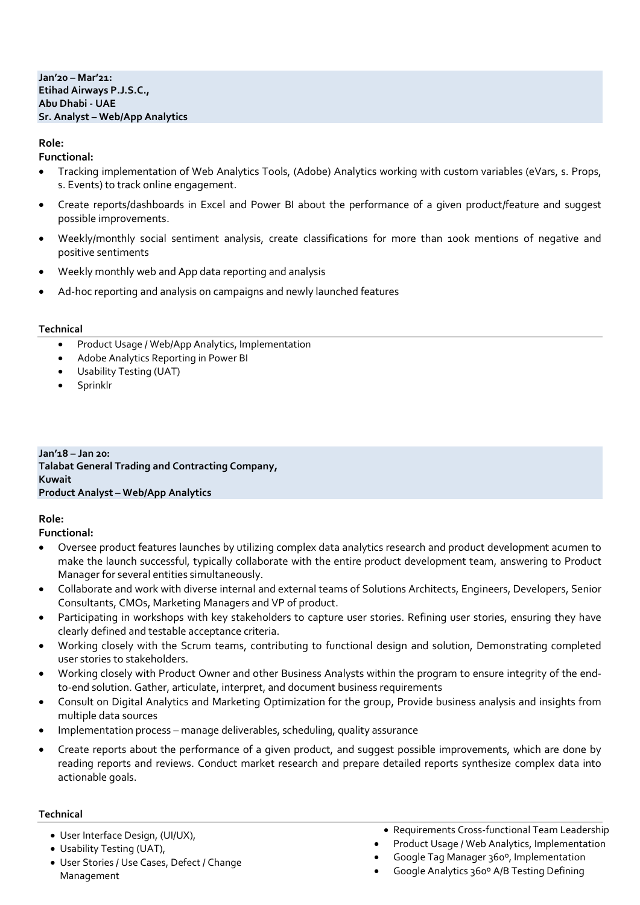**Jan'20 – Mar'21:**
**Etihad Airways P.J.S.C.,**
**Abu Dhabi - UAE**
**Sr. Analyst – Web/App Analytics**

**Role:**
**Functional:**

- Tracking implementation of Web Analytics Tools, (Adobe) Analytics working with custom variables (eVars, s. Props, s. Events) to track online engagement.
- Create reports/dashboards in Excel and Power BI about the performance of a given product/feature and suggest possible improvements.
- Weekly/monthly social sentiment analysis, create classifications for more than 100k mentions of negative and positive sentiments
- Weekly monthly web and App data reporting and analysis
- Ad-hoc reporting and analysis on campaigns and newly launched features

**Technical**

- Product Usage / Web/App Analytics, Implementation
- Adobe Analytics Reporting in Power BI
- Usability Testing (UAT)
- Sprinklr

**Jan'18 – Jan 20:**
**Talabat General Trading and Contracting Company,**
**Kuwait**
**Product Analyst – Web/App Analytics**

**Role:**
**Functional:**

- Oversee product features launches by utilizing complex data analytics research and product development acumen to make the launch successful, typically collaborate with the entire product development team, answering to Product Manager for several entities simultaneously.
- Collaborate and work with diverse internal and external teams of Solutions Architects, Engineers, Developers, Senior Consultants, CMOs, Marketing Managers and VP of product.
- Participating in workshops with key stakeholders to capture user stories. Refining user stories, ensuring they have clearly defined and testable acceptance criteria.
- Working closely with the Scrum teams, contributing to functional design and solution, Demonstrating completed user stories to stakeholders.
- Working closely with Product Owner and other Business Analysts within the program to ensure integrity of the end-to-end solution. Gather, articulate, interpret, and document business requirements
- Consult on Digital Analytics and Marketing Optimization for the group, Provide business analysis and insights from multiple data sources
- Implementation process – manage deliverables, scheduling, quality assurance
- Create reports about the performance of a given product, and suggest possible improvements, which are done by reading reports and reviews. Conduct market research and prepare detailed reports synthesize complex data into actionable goals.

**Technical**

- User Interface Design, (UI/UX),
- Usability Testing (UAT),
- User Stories / Use Cases, Defect / Change Management
- Requirements Cross-functional Team Leadership
- Product Usage / Web Analytics, Implementation
- Google Tag Manager 360º, Implementation
- Google Analytics 360º A/B Testing Defining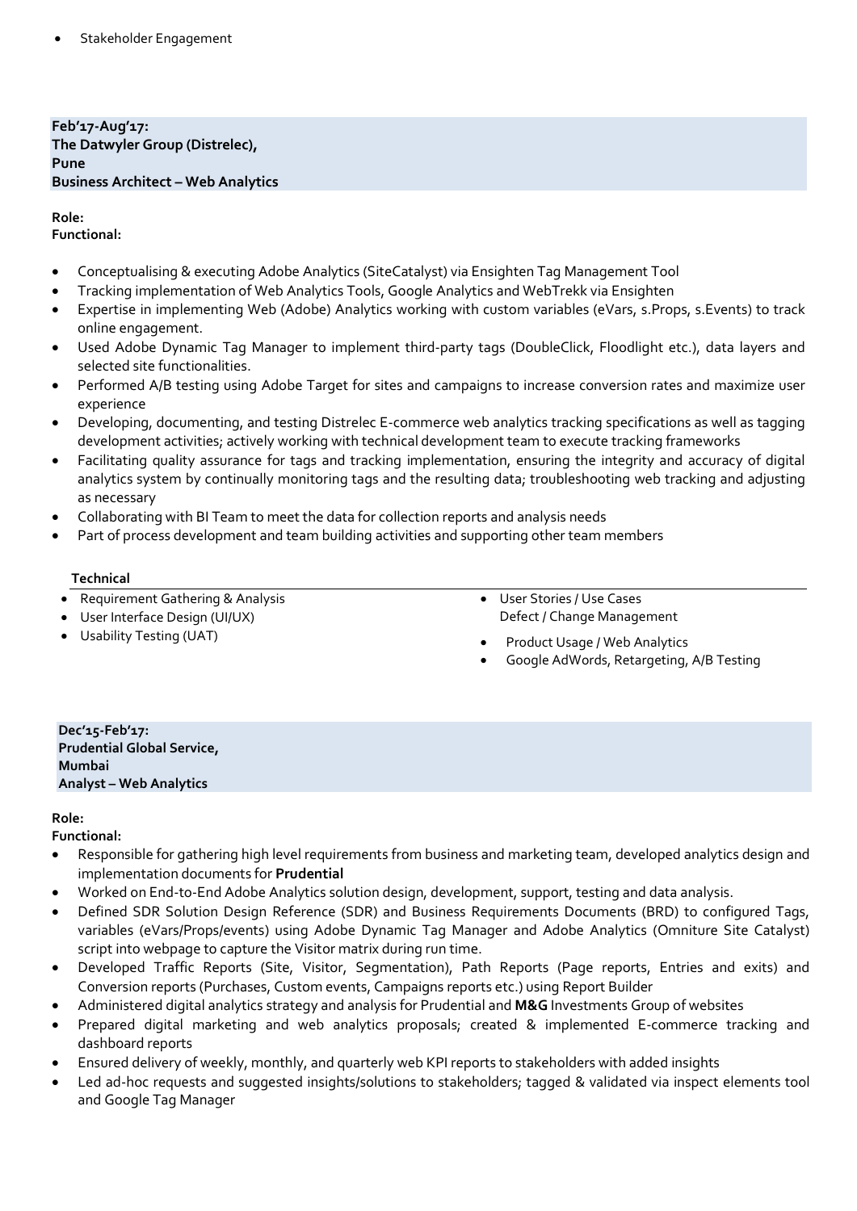- Stakeholder Engagement

**Feb'17-Aug'17:**
**The Datwyler Group (Distrelec),**
**Pune**
**Business Architect – Web Analytics**

**Role:**
**Functional:**

- Conceptualising & executing Adobe Analytics (SiteCatalyst) via Ensighten Tag Management Tool
- Tracking implementation of Web Analytics Tools, Google Analytics and WebTrekk via Ensighten
- Expertise in implementing Web (Adobe) Analytics working with custom variables (eVars, s.Props, s.Events) to track online engagement.
- Used Adobe Dynamic Tag Manager to implement third-party tags (DoubleClick, Floodlight etc.), data layers and selected site functionalities.
- Performed A/B testing using Adobe Target for sites and campaigns to increase conversion rates and maximize user experience
- Developing, documenting, and testing Distrelec E-commerce web analytics tracking specifications as well as tagging development activities; actively working with technical development team to execute tracking frameworks
- Facilitating quality assurance for tags and tracking implementation, ensuring the integrity and accuracy of digital analytics system by continually monitoring tags and the resulting data; troubleshooting web tracking and adjusting as necessary
- Collaborating with BI Team to meet the data for collection reports and analysis needs
- Part of process development and team building activities and supporting other team members

**Technical**

- Requirement Gathering & Analysis
- User Interface Design (UI/UX)
- Usability Testing (UAT)
- User Stories / Use Cases
  Defect / Change Management
- Product Usage / Web Analytics
- Google AdWords, Retargeting, A/B Testing

**Dec'15-Feb'17:**
**Prudential Global Service,**
**Mumbai**
**Analyst – Web Analytics**

**Role:**
**Functional:**

- Responsible for gathering high level requirements from business and marketing team, developed analytics design and implementation documents for **Prudential**
- Worked on End-to-End Adobe Analytics solution design, development, support, testing and data analysis.
- Defined SDR Solution Design Reference (SDR) and Business Requirements Documents (BRD) to configured Tags, variables (eVars/Props/events) using Adobe Dynamic Tag Manager and Adobe Analytics (Omniture Site Catalyst) script into webpage to capture the Visitor matrix during run time.
- Developed Traffic Reports (Site, Visitor, Segmentation), Path Reports (Page reports, Entries and exits) and Conversion reports (Purchases, Custom events, Campaigns reports etc.) using Report Builder
- Administered digital analytics strategy and analysis for Prudential and **M&G** Investments Group of websites
- Prepared digital marketing and web analytics proposals; created & implemented E-commerce tracking and dashboard reports
- Ensured delivery of weekly, monthly, and quarterly web KPI reports to stakeholders with added insights
- Led ad-hoc requests and suggested insights/solutions to stakeholders; tagged & validated via inspect elements tool and Google Tag Manager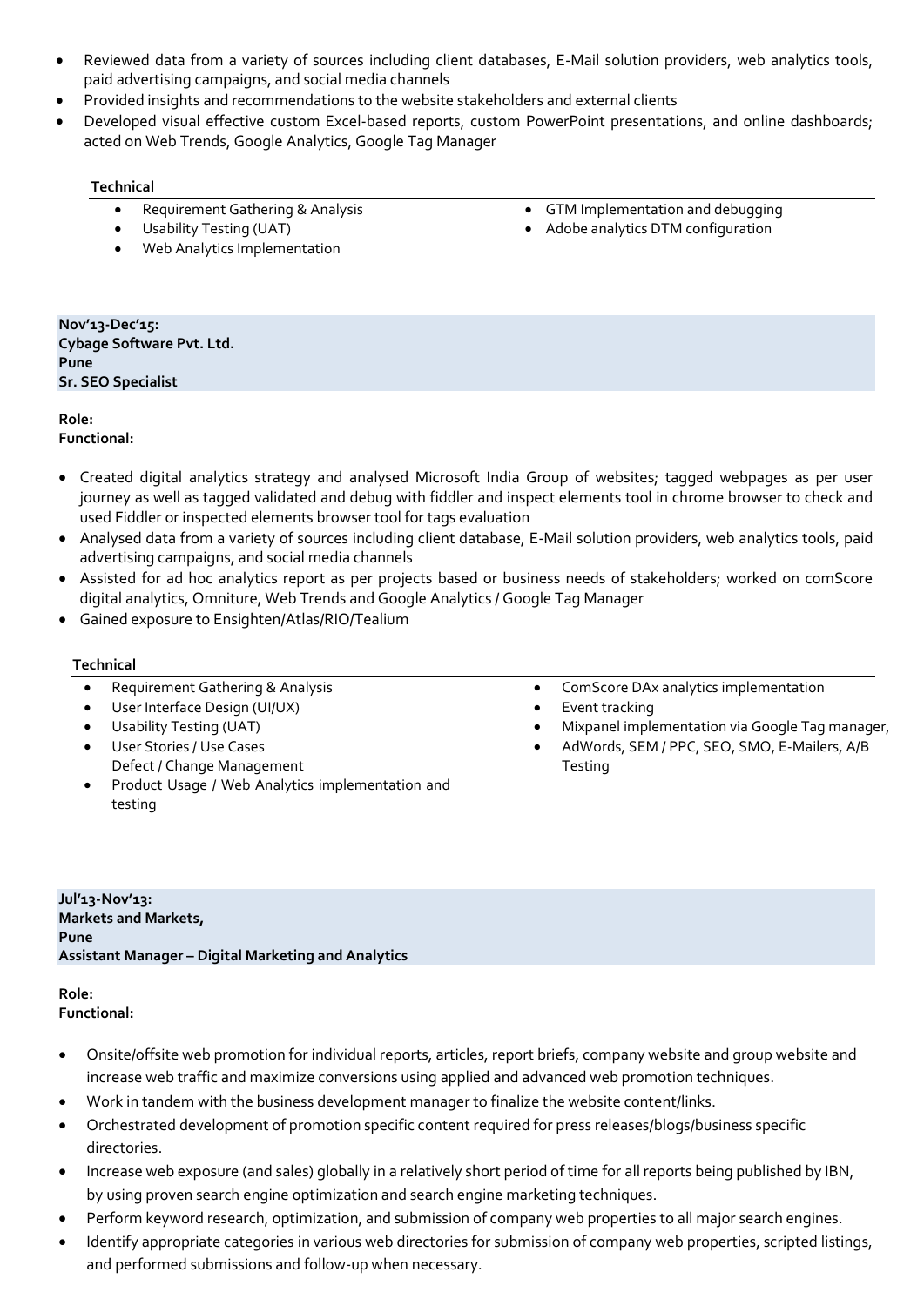- Reviewed data from a variety of sources including client databases, E-Mail solution providers, web analytics tools, paid advertising campaigns, and social media channels
- Provided insights and recommendations to the website stakeholders and external clients
- Developed visual effective custom Excel-based reports, custom PowerPoint presentations, and online dashboards; acted on Web Trends, Google Analytics, Google Tag Manager

**Technical**

- Requirement Gathering & Analysis
- Usability Testing (UAT)
- Web Analytics Implementation
- GTM Implementation and debugging
- Adobe analytics DTM configuration

**Nov'13-Dec'15:**
**Cybage Software Pvt. Ltd.**
**Pune**
**Sr. SEO Specialist**

**Role:**
**Functional:**

- Created digital analytics strategy and analysed Microsoft India Group of websites; tagged webpages as per user journey as well as tagged validated and debug with fiddler and inspect elements tool in chrome browser to check and used Fiddler or inspected elements browser tool for tags evaluation
- Analysed data from a variety of sources including client database, E-Mail solution providers, web analytics tools, paid advertising campaigns, and social media channels
- Assisted for ad hoc analytics report as per projects based or business needs of stakeholders; worked on comScore digital analytics, Omniture, Web Trends and Google Analytics / Google Tag Manager
- Gained exposure to Ensighten/Atlas/RIO/Tealium

**Technical**

- Requirement Gathering & Analysis
- User Interface Design (UI/UX)
- Usability Testing (UAT)
- User Stories / Use Cases
  Defect / Change Management
- Product Usage / Web Analytics implementation and testing
- ComScore DAx analytics implementation
- Event tracking
- Mixpanel implementation via Google Tag manager,
- AdWords, SEM / PPC, SEO, SMO, E-Mailers, A/B Testing

**Jul'13-Nov'13:**
**Markets and Markets,**
**Pune**
**Assistant Manager – Digital Marketing and Analytics**

**Role:**
**Functional:**

- Onsite/offsite web promotion for individual reports, articles, report briefs, company website and group website and increase web traffic and maximize conversions using applied and advanced web promotion techniques.
- Work in tandem with the business development manager to finalize the website content/links.
- Orchestrated development of promotion specific content required for press releases/blogs/business specific directories.
- Increase web exposure (and sales) globally in a relatively short period of time for all reports being published by IBN, by using proven search engine optimization and search engine marketing techniques.
- Perform keyword research, optimization, and submission of company web properties to all major search engines.
- Identify appropriate categories in various web directories for submission of company web properties, scripted listings, and performed submissions and follow-up when necessary.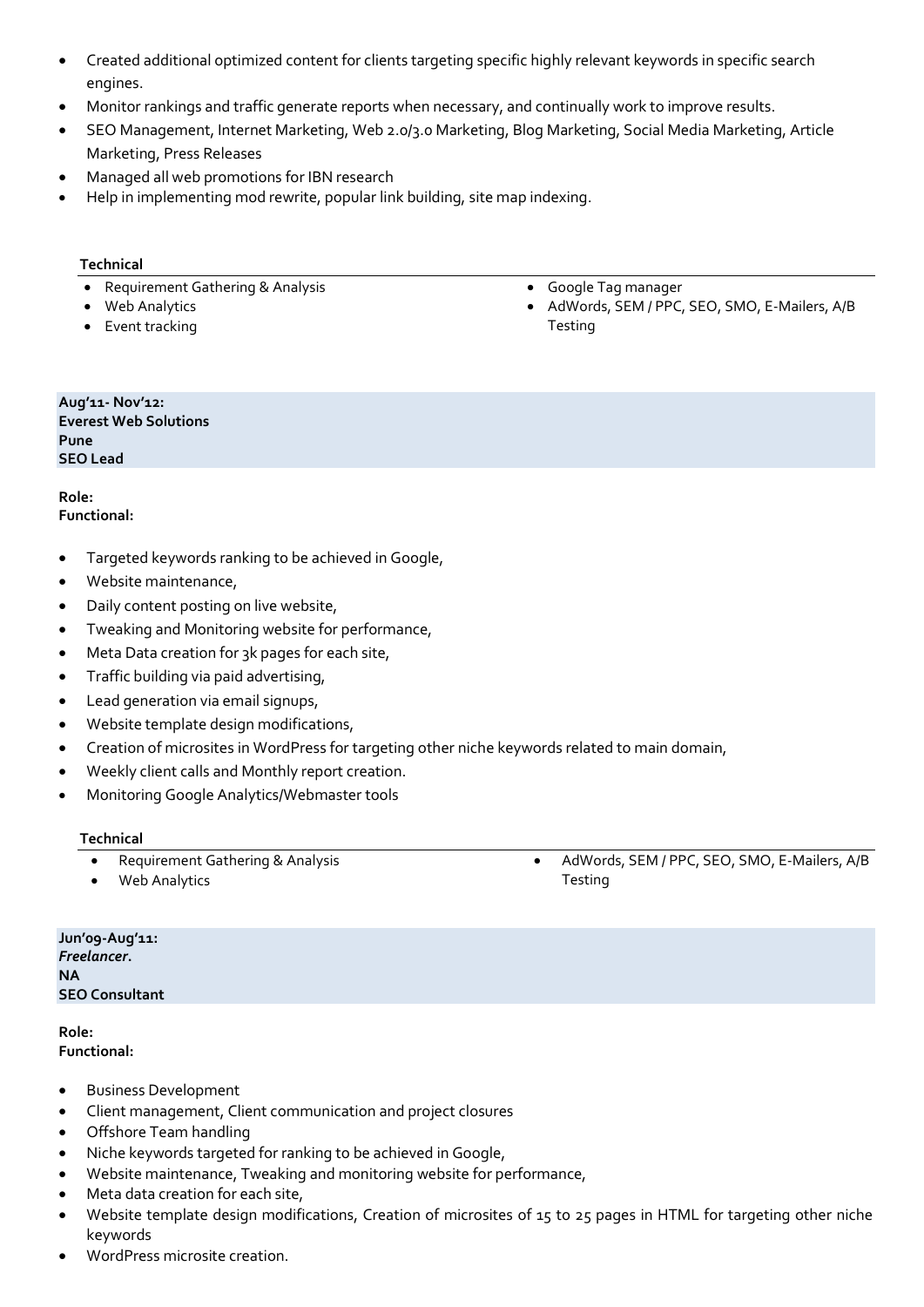- Created additional optimized content for clients targeting specific highly relevant keywords in specific search engines.
- Monitor rankings and traffic generate reports when necessary, and continually work to improve results.
- SEO Management, Internet Marketing, Web 2.0/3.0 Marketing, Blog Marketing, Social Media Marketing, Article Marketing, Press Releases
- Managed all web promotions for IBN research
- Help in implementing mod rewrite, popular link building, site map indexing.

**Technical**

- Requirement Gathering & Analysis
- Web Analytics
- Event tracking
- Google Tag manager
- AdWords, SEM / PPC, SEO, SMO, E-Mailers, A/B Testing

**Aug'11- Nov'12:**
**Everest Web Solutions**
**Pune**
**SEO Lead**

**Role:**
**Functional:**

- Targeted keywords ranking to be achieved in Google,
- Website maintenance,
- Daily content posting on live website,
- Tweaking and Monitoring website for performance,
- Meta Data creation for 3k pages for each site,
- Traffic building via paid advertising,
- Lead generation via email signups,
- Website template design modifications,
- Creation of microsites in WordPress for targeting other niche keywords related to main domain,
- Weekly client calls and Monthly report creation.
- Monitoring Google Analytics/Webmaster tools

**Technical**

- Requirement Gathering & Analysis
- Web Analytics
- AdWords, SEM / PPC, SEO, SMO, E-Mailers, A/B Testing

**Jun'09-Aug'11:**
***Freelancer*.**
**NA**
**SEO Consultant**

**Role:**
**Functional:**

- Business Development
- Client management, Client communication and project closures
- Offshore Team handling
- Niche keywords targeted for ranking to be achieved in Google,
- Website maintenance, Tweaking and monitoring website for performance,
- Meta data creation for each site,
- Website template design modifications, Creation of microsites of 15 to 25 pages in HTML for targeting other niche keywords
- WordPress microsite creation.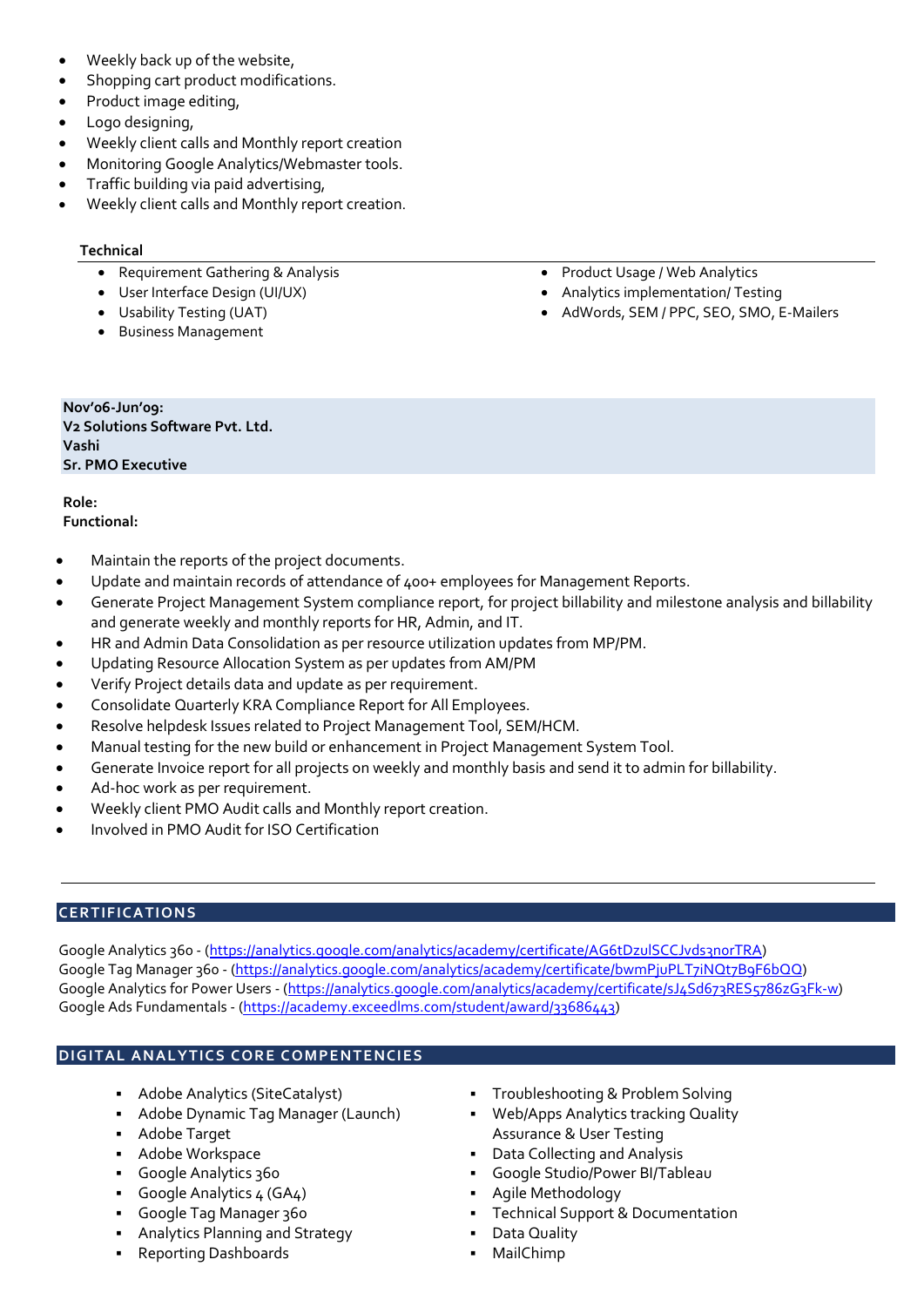- Weekly back up of the website,
- Shopping cart product modifications.
- Product image editing,
- Logo designing,
- Weekly client calls and Monthly report creation
- Monitoring Google Analytics/Webmaster tools.
- Traffic building via paid advertising,
- Weekly client calls and Monthly report creation.

**Technical**

- Requirement Gathering & Analysis
- User Interface Design (UI/UX)
- Usability Testing (UAT)
- Business Management
- Product Usage / Web Analytics
- Analytics implementation/ Testing
- AdWords, SEM / PPC, SEO, SMO, E-Mailers

**Nov'06-Jun'09:**
**V2 Solutions Software Pvt. Ltd.**
**Vashi**
**Sr. PMO Executive**

**Role:**
**Functional:**

- Maintain the reports of the project documents.
- Update and maintain records of attendance of 400+ employees for Management Reports.
- Generate Project Management System compliance report, for project billability and milestone analysis and billability and generate weekly and monthly reports for HR, Admin, and IT.
- HR and Admin Data Consolidation as per resource utilization updates from MP/PM.
- Updating Resource Allocation System as per updates from AM/PM
- Verify Project details data and update as per requirement.
- Consolidate Quarterly KRA Compliance Report for All Employees.
- Resolve helpdesk Issues related to Project Management Tool, SEM/HCM.
- Manual testing for the new build or enhancement in Project Management System Tool.
- Generate Invoice report for all projects on weekly and monthly basis and send it to admin for billability.
- Ad-hoc work as per requirement.
- Weekly client PMO Audit calls and Monthly report creation.
- Involved in PMO Audit for ISO Certification

## CERTIFICATIONS

Google Analytics 360 - (https://analytics.google.com/analytics/academy/certificate/AG6tDzulSCCJvds3norTRA)
Google Tag Manager 360 - (https://analytics.google.com/analytics/academy/certificate/bwmPjuPLT7iNQt7B9F6bQQ)
Google Analytics for Power Users - (https://analytics.google.com/analytics/academy/certificate/sJ4Sd673RES5786zG3Fk-w)
Google Ads Fundamentals - (https://academy.exceedlms.com/student/award/33686443)

## DIGITAL ANALYTICS CORE COMPENTENCIES

- Adobe Analytics (SiteCatalyst)
- Adobe Dynamic Tag Manager (Launch)
- Adobe Target
- Adobe Workspace
- Google Analytics 360
- Google Analytics 4 (GA4)
- Google Tag Manager 360
- Analytics Planning and Strategy
- Reporting Dashboards
- Troubleshooting & Problem Solving
- Web/Apps Analytics tracking Quality Assurance & User Testing
- Data Collecting and Analysis
- Google Studio/Power BI/Tableau
- Agile Methodology
- Technical Support & Documentation
- Data Quality
- MailChimp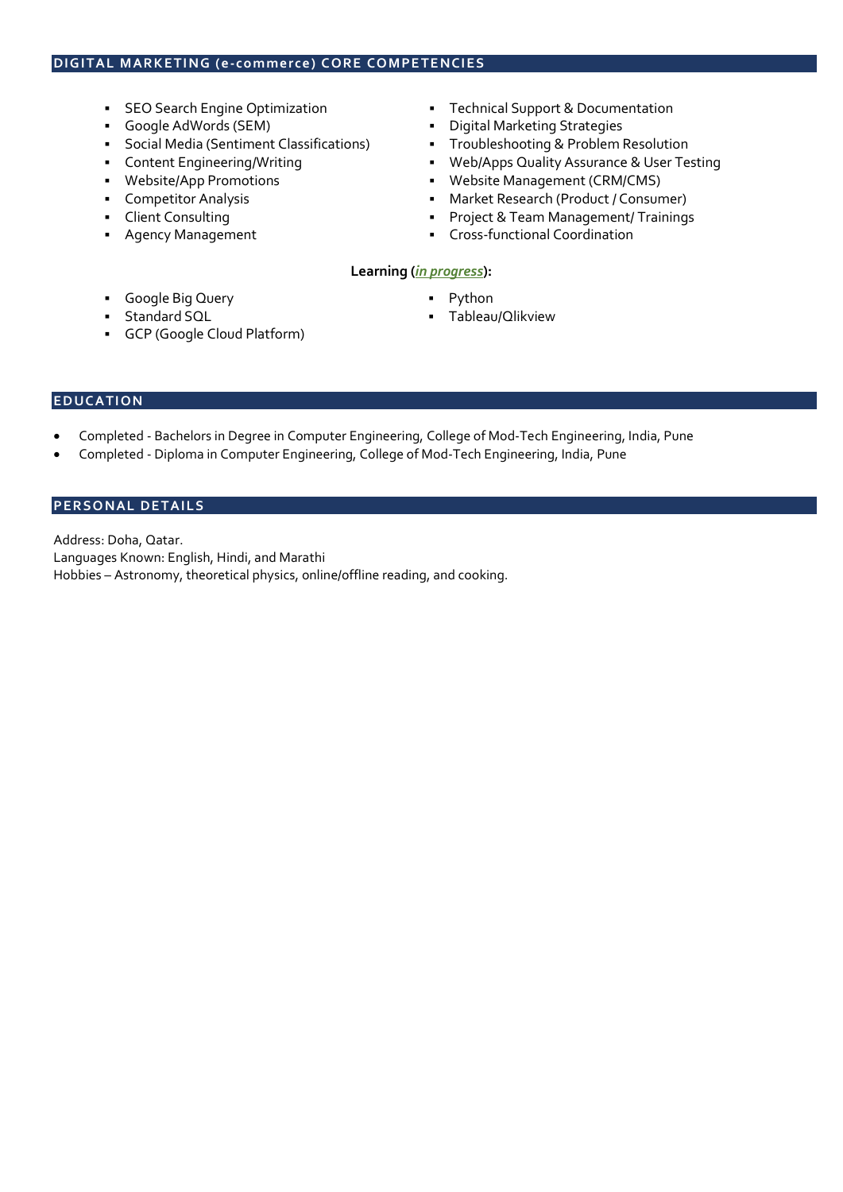## DIGITAL MARKETING (e-commerce) CORE COMPETENCIES

- SEO Search Engine Optimization
- Google AdWords (SEM)
- Social Media (Sentiment Classifications)
- Content Engineering/Writing
- Website/App Promotions
- Competitor Analysis
- Client Consulting
- Agency Management
- Technical Support & Documentation
- Digital Marketing Strategies
- Troubleshooting & Problem Resolution
- Web/Apps Quality Assurance & User Testing
- Website Management (CRM/CMS)
- Market Research (Product / Consumer)
- Project & Team Management/ Trainings
- Cross-functional Coordination

**Learning (*in progress*):**

- Google Big Query
- Standard SQL
- GCP (Google Cloud Platform)
- Python
- Tableau/Qlikview

## EDUCATION

- Completed - Bachelors in Degree in Computer Engineering, College of Mod-Tech Engineering, India, Pune
- Completed - Diploma in Computer Engineering, College of Mod-Tech Engineering, India, Pune

## PERSONAL DETAILS

Address: Doha, Qatar.
Languages Known: English, Hindi, and Marathi
Hobbies – Astronomy, theoretical physics, online/offline reading, and cooking.